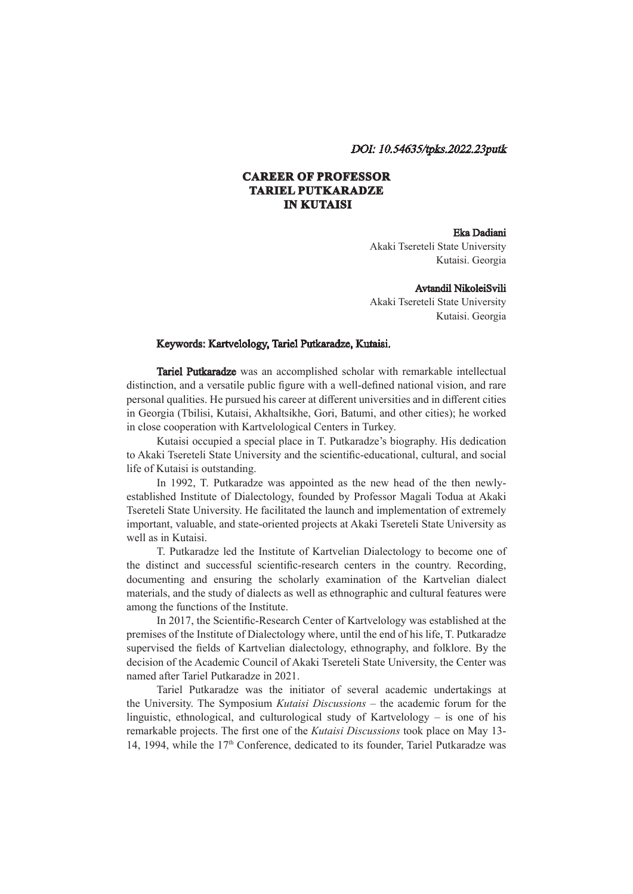*DOI: 10.54635/tpks.2022.23putk*

# CAREER OF PROFESSOR TARIEL PUTKARADZE IN KUTAISI

**Eka Dadiani**
Akaki Tsereteli State University
Kutaisi. Georgia

**Avtandil NikoleiSvili**
Akaki Tsereteli State University
Kutaisi. Georgia

**Keywords: Kartvelology, Tariel Putkaradze, Kutaisi.**

**Tariel Putkaradze** was an accomplished scholar with remarkable intellectual distinction, and a versatile public figure with a well-defined national vision, and rare personal qualities. He pursued his career at different universities and in different cities in Georgia (Tbilisi, Kutaisi, Akhaltsikhe, Gori, Batumi, and other cities); he worked in close cooperation with Kartvelological Centers in Turkey.

Kutaisi occupied a special place in T. Putkaradze's biography. His dedication to Akaki Tsereteli State University and the scientific-educational, cultural, and social life of Kutaisi is outstanding.

In 1992, T. Putkaradze was appointed as the new head of the then newly-established Institute of Dialectology, founded by Professor Magali Todua at Akaki Tsereteli State University. He facilitated the launch and implementation of extremely important, valuable, and state-oriented projects at Akaki Tsereteli State University as well as in Kutaisi.

T. Putkaradze led the Institute of Kartvelian Dialectology to become one of the distinct and successful scientific-research centers in the country. Recording, documenting and ensuring the scholarly examination of the Kartvelian dialect materials, and the study of dialects as well as ethnographic and cultural features were among the functions of the Institute.

In 2017, the Scientific-Research Center of Kartvelology was established at the premises of the Institute of Dialectology where, until the end of his life, T. Putkaradze supervised the fields of Kartvelian dialectology, ethnography, and folklore. By the decision of the Academic Council of Akaki Tsereteli State University, the Center was named after Tariel Putkaradze in 2021.

Tariel Putkaradze was the initiator of several academic undertakings at the University. The Symposium *Kutaisi Discussions* – the academic forum for the linguistic, ethnological, and culturological study of Kartvelology – is one of his remarkable projects. The first one of the *Kutaisi Discussions* took place on May 13-14, 1994, while the 17th Conference, dedicated to its founder, Tariel Putkaradze was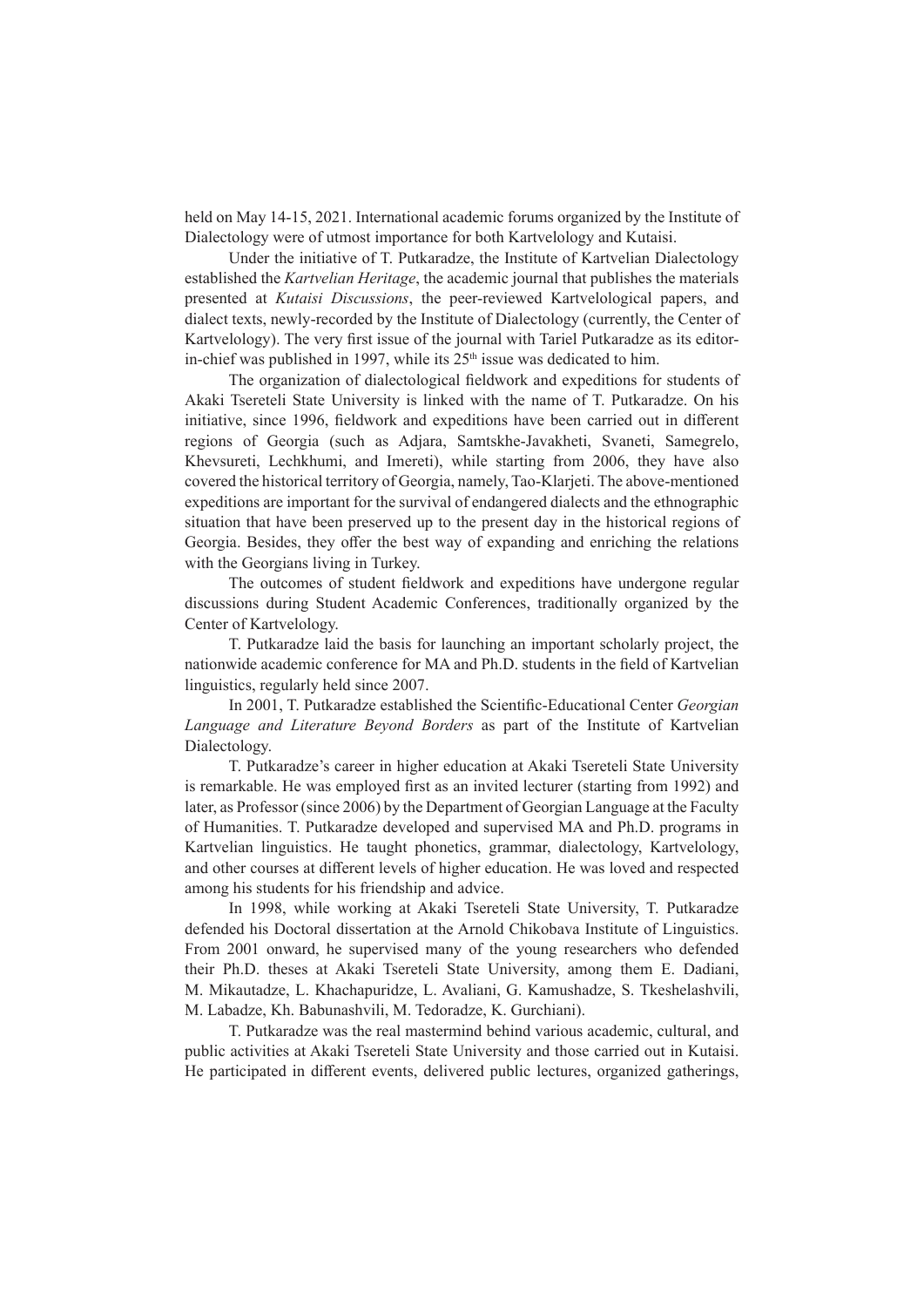held on May 14-15, 2021. International academic forums organized by the Institute of Dialectology were of utmost importance for both Kartvelology and Kutaisi.

Under the initiative of T. Putkaradze, the Institute of Kartvelian Dialectology established the *Kartvelian Heritage*, the academic journal that publishes the materials presented at *Kutaisi Discussions*, the peer-reviewed Kartvelological papers, and dialect texts, newly-recorded by the Institute of Dialectology (currently, the Center of Kartvelology). The very first issue of the journal with Tariel Putkaradze as its editor-in-chief was published in 1997, while its 25th issue was dedicated to him.

The organization of dialectological fieldwork and expeditions for students of Akaki Tsereteli State University is linked with the name of T. Putkaradze. On his initiative, since 1996, fieldwork and expeditions have been carried out in different regions of Georgia (such as Adjara, Samtskhe-Javakheti, Svaneti, Samegrelo, Khevsureti, Lechkhumi, and Imereti), while starting from 2006, they have also covered the historical territory of Georgia, namely, Tao-Klarjeti. The above-mentioned expeditions are important for the survival of endangered dialects and the ethnographic situation that have been preserved up to the present day in the historical regions of Georgia. Besides, they offer the best way of expanding and enriching the relations with the Georgians living in Turkey.

The outcomes of student fieldwork and expeditions have undergone regular discussions during Student Academic Conferences, traditionally organized by the Center of Kartvelology.

T. Putkaradze laid the basis for launching an important scholarly project, the nationwide academic conference for MA and Ph.D. students in the field of Kartvelian linguistics, regularly held since 2007.

In 2001, T. Putkaradze established the Scientific-Educational Center *Georgian Language and Literature Beyond Borders* as part of the Institute of Kartvelian Dialectology.

T. Putkaradze's career in higher education at Akaki Tsereteli State University is remarkable. He was employed first as an invited lecturer (starting from 1992) and later, as Professor (since 2006) by the Department of Georgian Language at the Faculty of Humanities. T. Putkaradze developed and supervised MA and Ph.D. programs in Kartvelian linguistics. He taught phonetics, grammar, dialectology, Kartvelology, and other courses at different levels of higher education. He was loved and respected among his students for his friendship and advice.

In 1998, while working at Akaki Tsereteli State University, T. Putkaradze defended his Doctoral dissertation at the Arnold Chikobava Institute of Linguistics. From 2001 onward, he supervised many of the young researchers who defended their Ph.D. theses at Akaki Tsereteli State University, among them E. Dadiani, M. Mikautadze, L. Khachapuridze, L. Avaliani, G. Kamushadze, S. Tkeshelashvili, M. Labadze, Kh. Babunashvili, M. Tedoradze, K. Gurchiani).

T. Putkaradze was the real mastermind behind various academic, cultural, and public activities at Akaki Tsereteli State University and those carried out in Kutaisi. He participated in different events, delivered public lectures, organized gatherings,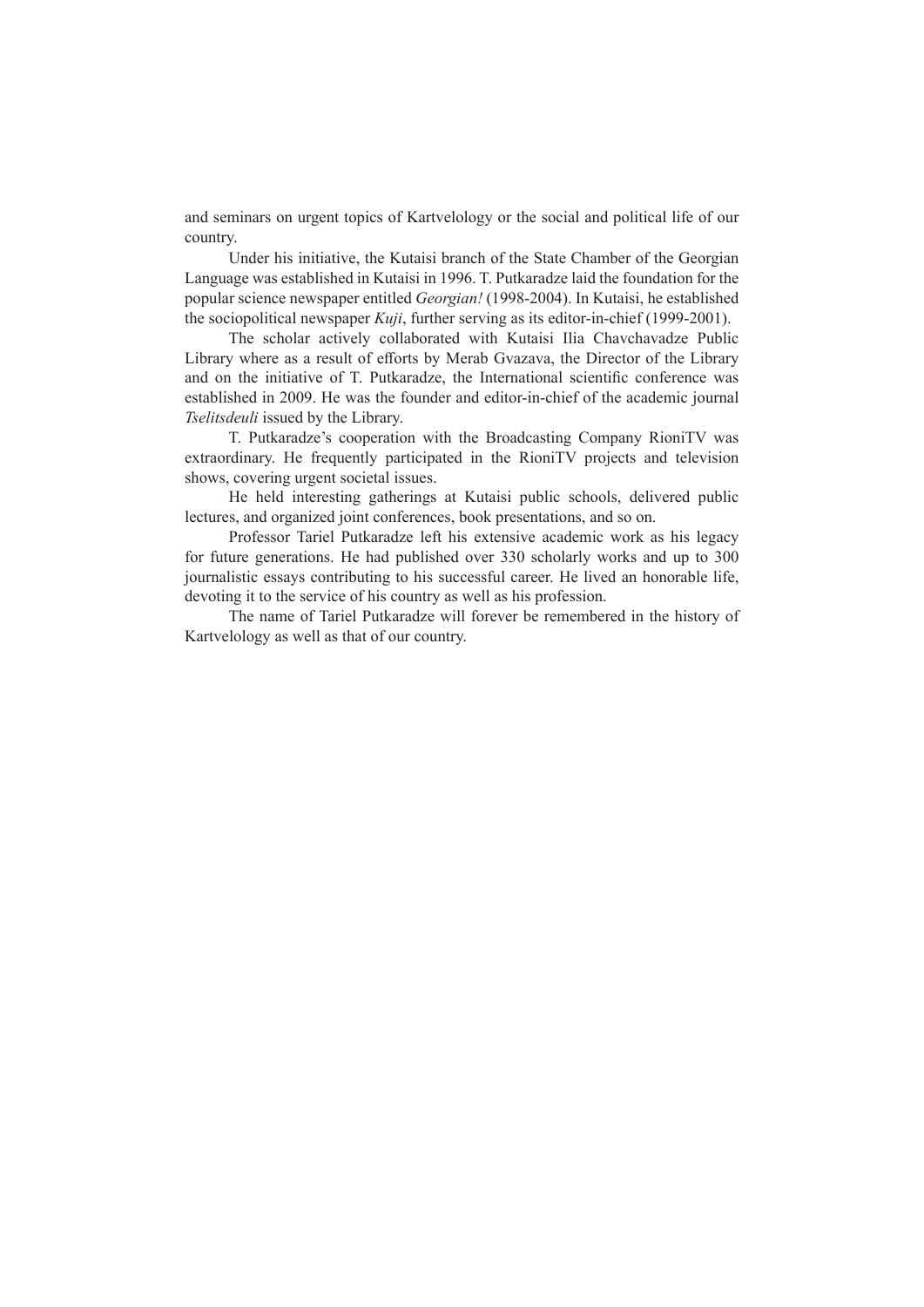and seminars on urgent topics of Kartvelology or the social and political life of our country.

Under his initiative, the Kutaisi branch of the State Chamber of the Georgian Language was established in Kutaisi in 1996. T. Putkaradze laid the foundation for the popular science newspaper entitled *Georgian!* (1998-2004). In Kutaisi, he established the sociopolitical newspaper *Kuji*, further serving as its editor-in-chief (1999-2001).

The scholar actively collaborated with Kutaisi Ilia Chavchavadze Public Library where as a result of efforts by Merab Gvazava, the Director of the Library and on the initiative of T. Putkaradze, the International scientific conference was established in 2009. He was the founder and editor-in-chief of the academic journal *Tselitsdeuli* issued by the Library.

T. Putkaradze's cooperation with the Broadcasting Company RioniTV was extraordinary. He frequently participated in the RioniTV projects and television shows, covering urgent societal issues.

He held interesting gatherings at Kutaisi public schools, delivered public lectures, and organized joint conferences, book presentations, and so on.

Professor Tariel Putkaradze left his extensive academic work as his legacy for future generations. He had published over 330 scholarly works and up to 300 journalistic essays contributing to his successful career. He lived an honorable life, devoting it to the service of his country as well as his profession.

The name of Tariel Putkaradze will forever be remembered in the history of Kartvelology as well as that of our country.